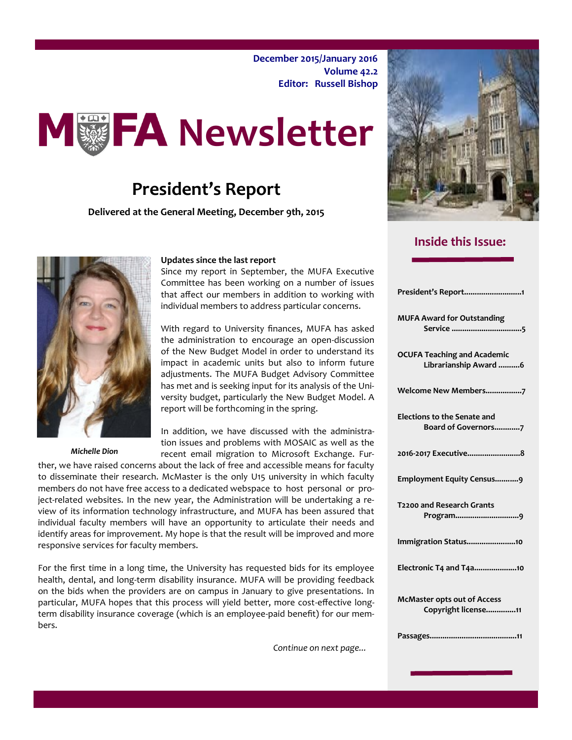December 2015/January 2016
Volume 42.2
Editor: Russell Bishop

# MUFA Newsletter

## President's Report

**Delivered at the General Meeting, December 9th, 2015**

*Michelle Dion*

**Updates since the last report**

Since my report in September, the MUFA Executive Committee has been working on a number of issues that affect our members in addition to working with individual members to address particular concerns.

With regard to University finances, MUFA has asked the administration to encourage an open-discussion of the New Budget Model in order to understand its impact in academic units but also to inform future adjustments. The MUFA Budget Advisory Committee has met and is seeking input for its analysis of the University budget, particularly the New Budget Model. A report will be forthcoming in the spring.

In addition, we have discussed with the administration issues and problems with MOSAIC as well as the recent email migration to Microsoft Exchange. Further, we have raised concerns about the lack of free and accessible means for faculty to disseminate their research. McMaster is the only U15 university in which faculty members do not have free access to a dedicated webspace to host personal or project-related websites. In the new year, the Administration will be undertaking a review of its information technology infrastructure, and MUFA has been assured that individual faculty members will have an opportunity to articulate their needs and identify areas for improvement. My hope is that the result will be improved and more responsive services for faculty members.

For the first time in a long time, the University has requested bids for its employee health, dental, and long-term disability insurance. MUFA will be providing feedback on the bids when the providers are on campus in January to give presentations. In particular, MUFA hopes that this process will yield better, more cost-effective long-term disability insurance coverage (which is an employee-paid benefit) for our members.

*Continue on next page...*

## Inside this Issue:

- President's Report........................1
- MUFA Award for Outstanding Service ..............................5
- OCUFA Teaching and Academic Librarianship Award ..........6
- Welcome New Members.................7
- Elections to the Senate and Board of Governors............7
- 2016-2017 Executive.........................8
- Employment Equity Census...........9
- T2200 and Research Grants Program..............................9
- Immigration Status.......................10
- Electronic T4 and T4a....................10
- McMaster opts out of Access Copyright license..............11
- Passages.........................................11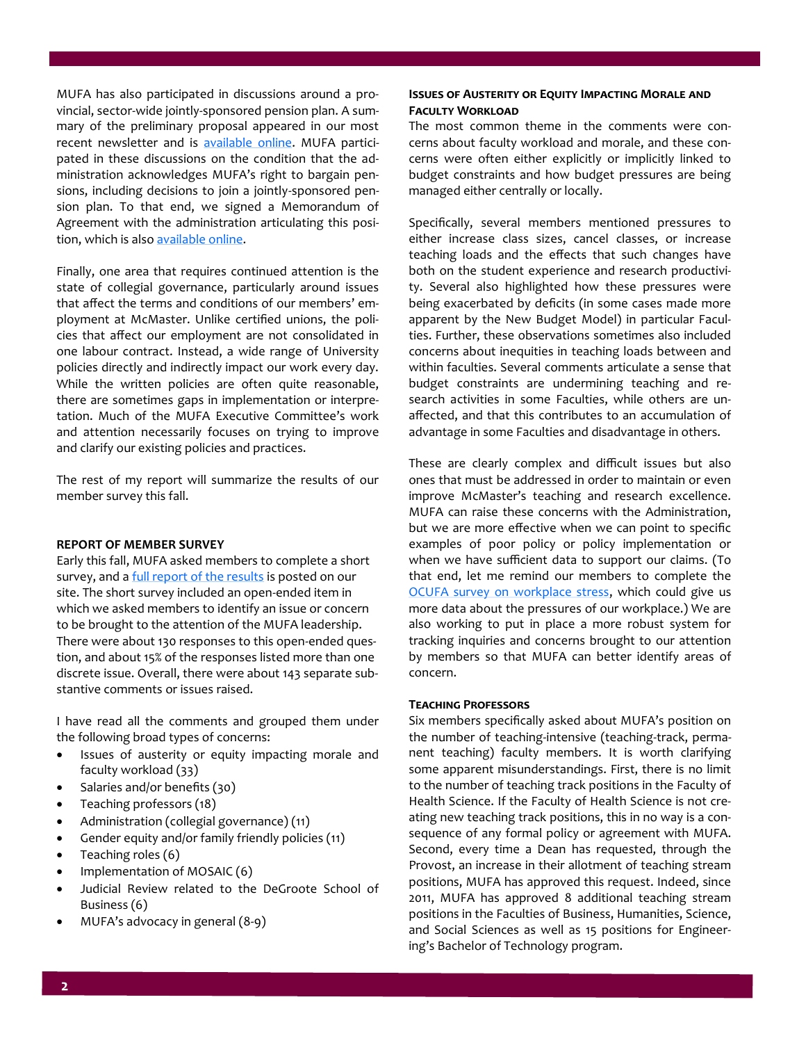MUFA has also participated in discussions around a provincial, sector-wide jointly-sponsored pension plan. A summary of the preliminary proposal appeared in our most recent newsletter and is available online. MUFA participated in these discussions on the condition that the administration acknowledges MUFA's right to bargain pensions, including decisions to join a jointly-sponsored pension plan. To that end, we signed a Memorandum of Agreement with the administration articulating this position, which is also available online.

Finally, one area that requires continued attention is the state of collegial governance, particularly around issues that affect the terms and conditions of our members' employment at McMaster. Unlike certified unions, the policies that affect our employment are not consolidated in one labour contract. Instead, a wide range of University policies directly and indirectly impact our work every day. While the written policies are often quite reasonable, there are sometimes gaps in implementation or interpretation. Much of the MUFA Executive Committee's work and attention necessarily focuses on trying to improve and clarify our existing policies and practices.

The rest of my report will summarize the results of our member survey this fall.

## REPORT OF MEMBER SURVEY

Early this fall, MUFA asked members to complete a short survey, and a full report of the results is posted on our site. The short survey included an open-ended item in which we asked members to identify an issue or concern to be brought to the attention of the MUFA leadership. There were about 130 responses to this open-ended question, and about 15% of the responses listed more than one discrete issue. Overall, there were about 143 separate substantive comments or issues raised.

I have read all the comments and grouped them under the following broad types of concerns:

- Issues of austerity or equity impacting morale and faculty workload (33)
- Salaries and/or benefits (30)
- Teaching professors (18)
- Administration (collegial governance) (11)
- Gender equity and/or family friendly policies (11)
- Teaching roles (6)
- Implementation of MOSAIC (6)
- Judicial Review related to the DeGroote School of Business (6)
- MUFA's advocacy in general (8-9)

### Issues of Austerity or Equity Impacting Morale and Faculty Workload

The most common theme in the comments were concerns about faculty workload and morale, and these concerns were often either explicitly or implicitly linked to budget constraints and how budget pressures are being managed either centrally or locally.

Specifically, several members mentioned pressures to either increase class sizes, cancel classes, or increase teaching loads and the effects that such changes have both on the student experience and research productivity. Several also highlighted how these pressures were being exacerbated by deficits (in some cases made more apparent by the New Budget Model) in particular Faculties. Further, these observations sometimes also included concerns about inequities in teaching loads between and within faculties. Several comments articulate a sense that budget constraints are undermining teaching and research activities in some Faculties, while others are unaffected, and that this contributes to an accumulation of advantage in some Faculties and disadvantage in others.

These are clearly complex and difficult issues but also ones that must be addressed in order to maintain or even improve McMaster's teaching and research excellence. MUFA can raise these concerns with the Administration, but we are more effective when we can point to specific examples of poor policy or policy implementation or when we have sufficient data to support our claims. (To that end, let me remind our members to complete the OCUFA survey on workplace stress, which could give us more data about the pressures of our workplace.) We are also working to put in place a more robust system for tracking inquiries and concerns brought to our attention by members so that MUFA can better identify areas of concern.

### Teaching Professors

Six members specifically asked about MUFA's position on the number of teaching-intensive (teaching-track, permanent teaching) faculty members. It is worth clarifying some apparent misunderstandings. First, there is no limit to the number of teaching track positions in the Faculty of Health Science. If the Faculty of Health Science is not creating new teaching track positions, this in no way is a consequence of any formal policy or agreement with MUFA. Second, every time a Dean has requested, through the Provost, an increase in their allotment of teaching stream positions, MUFA has approved this request. Indeed, since 2011, MUFA has approved 8 additional teaching stream positions in the Faculties of Business, Humanities, Science, and Social Sciences as well as 15 positions for Engineering's Bachelor of Technology program.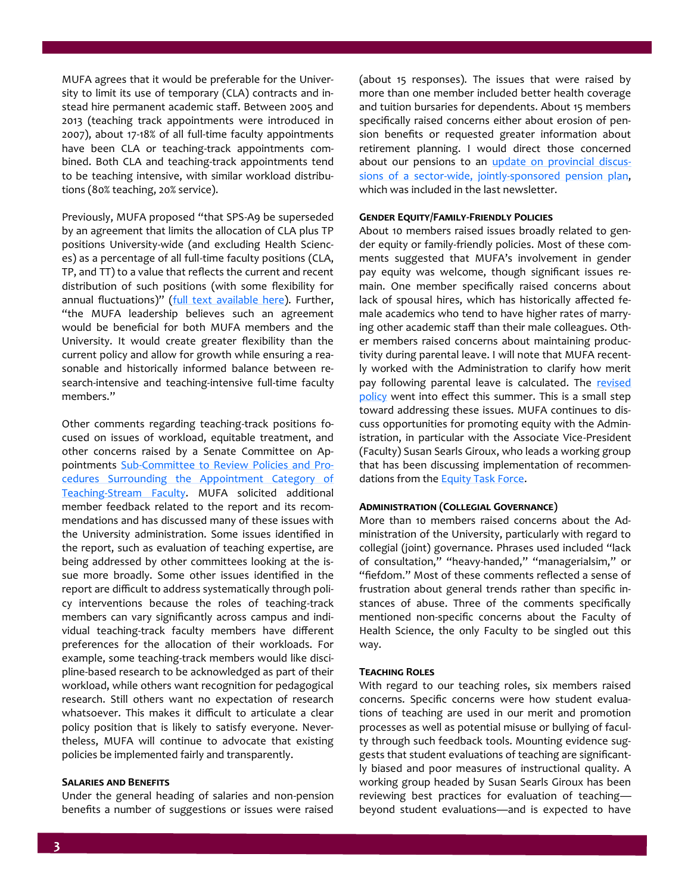MUFA agrees that it would be preferable for the University to limit its use of temporary (CLA) contracts and instead hire permanent academic staff. Between 2005 and 2013 (teaching track appointments were introduced in 2007), about 17-18% of all full-time faculty appointments have been CLA or teaching-track appointments combined. Both CLA and teaching-track appointments tend to be teaching intensive, with similar workload distributions (80% teaching, 20% service).

Previously, MUFA proposed "that SPS-A9 be superseded by an agreement that limits the allocation of CLA plus TP positions University-wide (and excluding Health Sciences) as a percentage of all full-time faculty positions (CLA, TP, and TT) to a value that reflects the current and recent distribution of such positions (with some flexibility for annual fluctuations)" (full text available here). Further, "the MUFA leadership believes such an agreement would be beneficial for both MUFA members and the University. It would create greater flexibility than the current policy and allow for growth while ensuring a reasonable and historically informed balance between research-intensive and teaching-intensive full-time faculty members."

Other comments regarding teaching-track positions focused on issues of workload, equitable treatment, and other concerns raised by a Senate Committee on Appointments Sub-Committee to Review Policies and Procedures Surrounding the Appointment Category of Teaching-Stream Faculty. MUFA solicited additional member feedback related to the report and its recommendations and has discussed many of these issues with the University administration. Some issues identified in the report, such as evaluation of teaching expertise, are being addressed by other committees looking at the issue more broadly. Some other issues identified in the report are difficult to address systematically through policy interventions because the roles of teaching-track members can vary significantly across campus and individual teaching-track faculty members have different preferences for the allocation of their workloads. For example, some teaching-track members would like discipline-based research to be acknowledged as part of their workload, while others want recognition for pedagogical research. Still others want no expectation of research whatsoever. This makes it difficult to articulate a clear policy position that is likely to satisfy everyone. Nevertheless, MUFA will continue to advocate that existing policies be implemented fairly and transparently.

### Salaries and Benefits

Under the general heading of salaries and non-pension benefits a number of suggestions or issues were raised (about 15 responses). The issues that were raised by more than one member included better health coverage and tuition bursaries for dependents. About 15 members specifically raised concerns either about erosion of pension benefits or requested greater information about retirement planning. I would direct those concerned about our pensions to an update on provincial discussions of a sector-wide, jointly-sponsored pension plan, which was included in the last newsletter.

### Gender Equity/Family-Friendly Policies

About 10 members raised issues broadly related to gender equity or family-friendly policies. Most of these comments suggested that MUFA's involvement in gender pay equity was welcome, though significant issues remain. One member specifically raised concerns about lack of spousal hires, which has historically affected female academics who tend to have higher rates of marrying other academic staff than their male colleagues. Other members raised concerns about maintaining productivity during parental leave. I will note that MUFA recently worked with the Administration to clarify how merit pay following parental leave is calculated. The revised policy went into effect this summer. This is a small step toward addressing these issues. MUFA continues to discuss opportunities for promoting equity with the Administration, in particular with the Associate Vice-President (Faculty) Susan Searls Giroux, who leads a working group that has been discussing implementation of recommendations from the Equity Task Force.

### Administration (Collegial Governance)

More than 10 members raised concerns about the Administration of the University, particularly with regard to collegial (joint) governance. Phrases used included "lack of consultation," "heavy-handed," "managerialsim," or "fiefdom." Most of these comments reflected a sense of frustration about general trends rather than specific instances of abuse. Three of the comments specifically mentioned non-specific concerns about the Faculty of Health Science, the only Faculty to be singled out this way.

### Teaching Roles

With regard to our teaching roles, six members raised concerns. Specific concerns were how student evaluations of teaching are used in our merit and promotion processes as well as potential misuse or bullying of faculty through such feedback tools. Mounting evidence suggests that student evaluations of teaching are significantly biased and poor measures of instructional quality. A working group headed by Susan Searls Giroux has been reviewing best practices for evaluation of teaching—beyond student evaluations—and is expected to have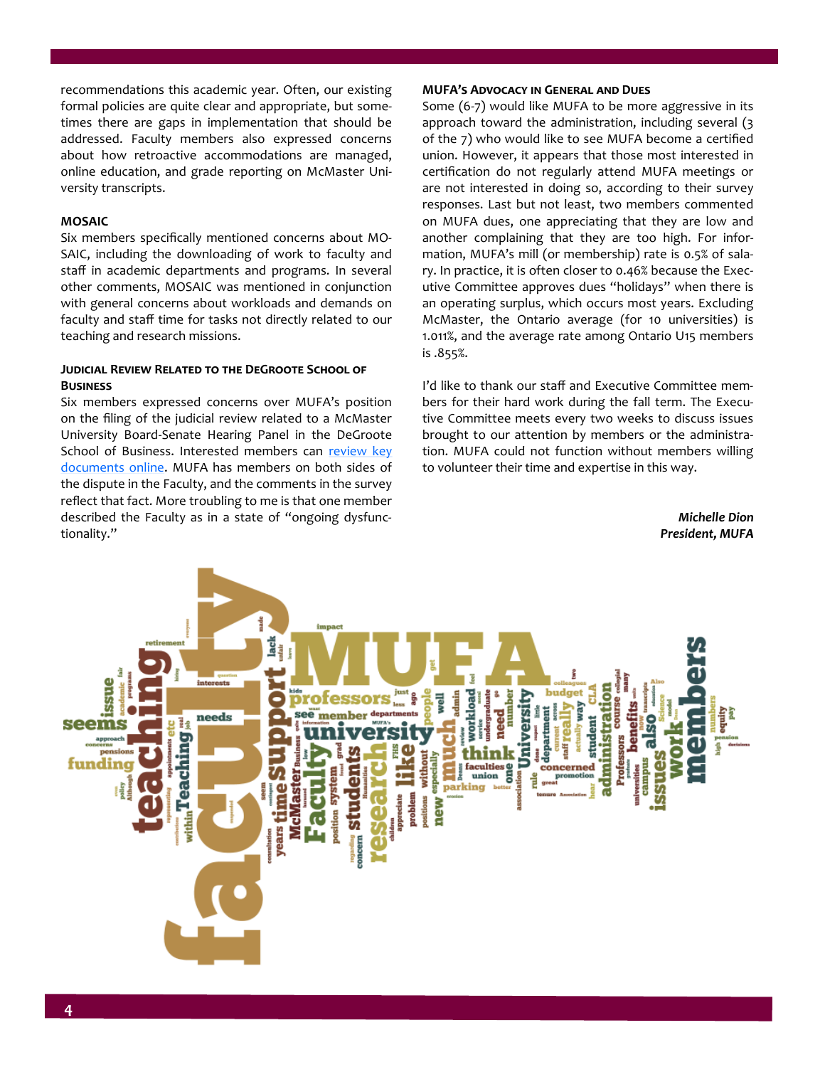recommendations this academic year. Often, our existing formal policies are quite clear and appropriate, but sometimes there are gaps in implementation that should be addressed. Faculty members also expressed concerns about how retroactive accommodations are managed, online education, and grade reporting on McMaster University transcripts.

**MOSAIC**

Six members specifically mentioned concerns about MOSAIC, including the downloading of work to faculty and staff in academic departments and programs. In several other comments, MOSAIC was mentioned in conjunction with general concerns about workloads and demands on faculty and staff time for tasks not directly related to our teaching and research missions.

**Judicial Review Related to the DeGroote School of Business**

Six members expressed concerns over MUFA's position on the filing of the judicial review related to a McMaster University Board-Senate Hearing Panel in the DeGroote School of Business. Interested members can review key documents online. MUFA has members on both sides of the dispute in the Faculty, and the comments in the survey reflect that fact. More troubling to me is that one member described the Faculty as in a state of "ongoing dysfunctionality."

**MUFA's Advocacy in General and Dues**

Some (6-7) would like MUFA to be more aggressive in its approach toward the administration, including several (3 of the 7) who would like to see MUFA become a certified union. However, it appears that those most interested in certification do not regularly attend MUFA meetings or are not interested in doing so, according to their survey responses. Last but not least, two members commented on MUFA dues, one appreciating that they are low and another complaining that they are too high. For information, MUFA's mill (or membership) rate is 0.5% of salary. In practice, it is often closer to 0.46% because the Executive Committee approves dues "holidays" when there is an operating surplus, which occurs most years. Excluding McMaster, the Ontario average (for 10 universities) is 1.011%, and the average rate among Ontario U15 members is .855%.

I'd like to thank our staff and Executive Committee members for their hard work during the fall term. The Executive Committee meets every two weeks to discuss issues brought to our attention by members or the administration. MUFA could not function without members willing to volunteer their time and expertise in this way.

*Michelle Dion*
*President, MUFA*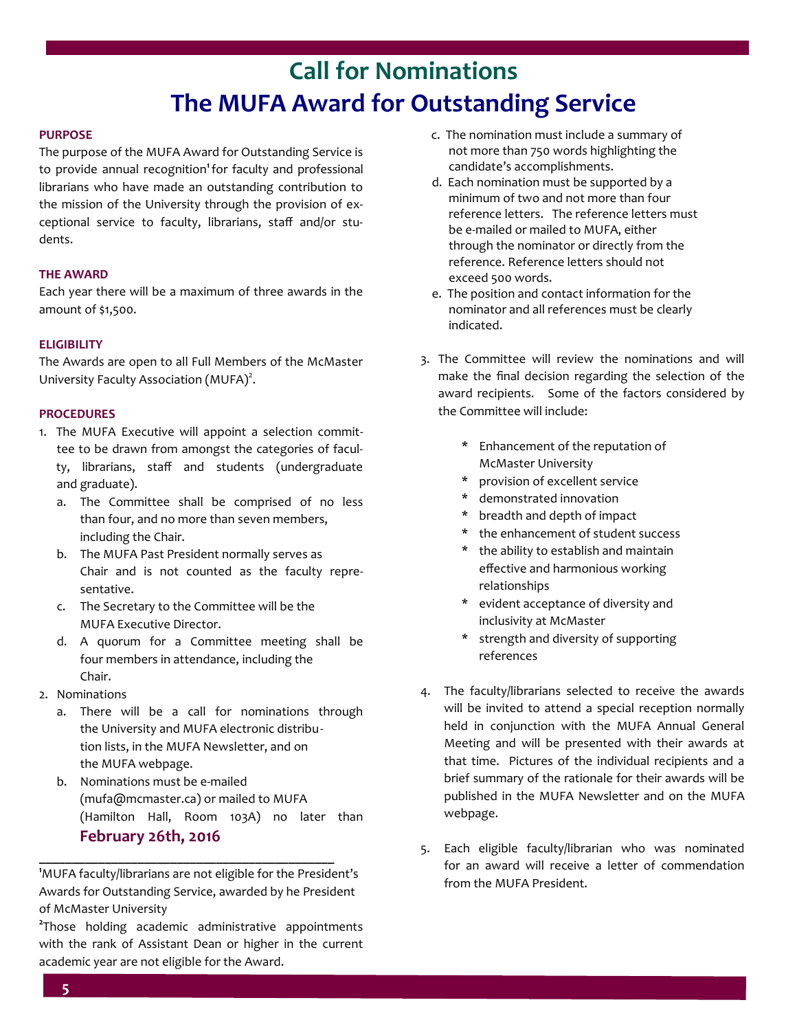# Call for Nominations

# The MUFA Award for Outstanding Service

**PURPOSE**

The purpose of the MUFA Award for Outstanding Service is to provide annual recognition[1] for faculty and professional librarians who have made an outstanding contribution to the mission of the University through the provision of exceptional service to faculty, librarians, staff and/or students.

**THE AWARD**

Each year there will be a maximum of three awards in the amount of $1,500.

**ELIGIBILITY**

The Awards are open to all Full Members of the McMaster University Faculty Association (MUFA)[2].

**PROCEDURES**

1. The MUFA Executive will appoint a selection committee to be drawn from amongst the categories of faculty, librarians, staff and students (undergraduate and graduate).
   a. The Committee shall be comprised of no less than four, and no more than seven members, including the Chair.
   b. The MUFA Past President normally serves as Chair and is not counted as the faculty representative.
   c. The Secretary to the Committee will be the MUFA Executive Director.
   d. A quorum for a Committee meeting shall be four members in attendance, including the Chair.
2. Nominations
   a. There will be a call for nominations through the University and MUFA electronic distribution lists, in the MUFA Newsletter, and on the MUFA webpage.
   b. Nominations must be e-mailed (mufa@mcmaster.ca) or mailed to MUFA (Hamilton Hall, Room 103A) no later than **February 26th, 2016**
   c. The nomination must include a summary of not more than 750 words highlighting the candidate's accomplishments.
   d. Each nomination must be supported by a minimum of two and not more than four reference letters. The reference letters must be e-mailed or mailed to MUFA, either through the nominator or directly from the reference. Reference letters should not exceed 500 words.
   e. The position and contact information for the nominator and all references must be clearly indicated.
3. The Committee will review the nominations and will make the final decision regarding the selection of the award recipients. Some of the factors considered by the Committee will include:
   - Enhancement of the reputation of McMaster University
   - provision of excellent service
   - demonstrated innovation
   - breadth and depth of impact
   - the enhancement of student success
   - the ability to establish and maintain effective and harmonious working relationships
   - evident acceptance of diversity and inclusivity at McMaster
   - strength and diversity of supporting references
4. The faculty/librarians selected to receive the awards will be invited to attend a special reception normally held in conjunction with the MUFA Annual General Meeting and will be presented with their awards at that time. Pictures of the individual recipients and a brief summary of the rationale for their awards will be published in the MUFA Newsletter and on the MUFA webpage.
5. Each eligible faculty/librarian who was nominated for an award will receive a letter of commendation from the MUFA President.

---

[1] MUFA faculty/librarians are not eligible for the President's Awards for Outstanding Service, awarded by he President of McMaster University

[2] Those holding academic administrative appointments with the rank of Assistant Dean or higher in the current academic year are not eligible for the Award.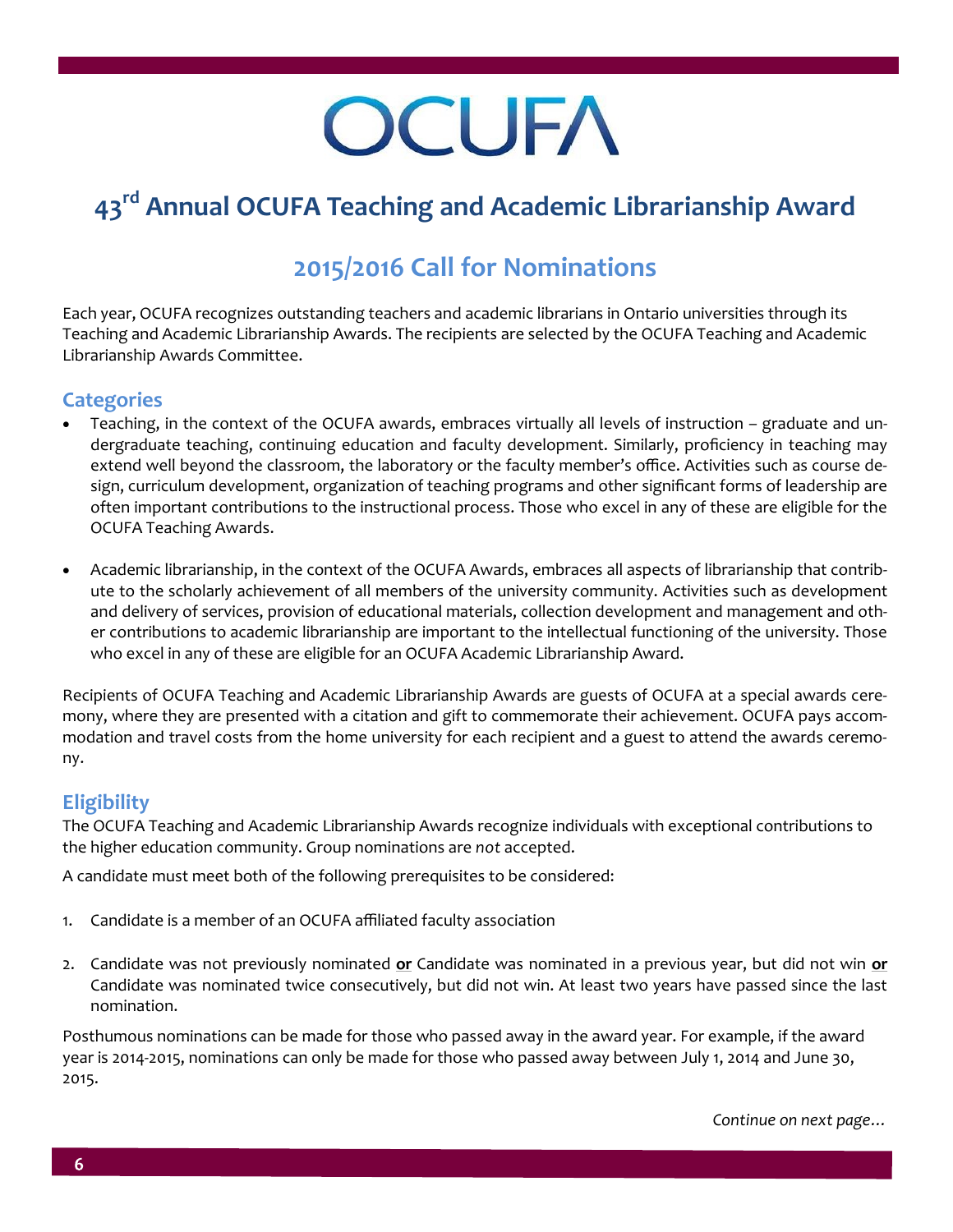# OCUFA

## 43rd Annual OCUFA Teaching and Academic Librarianship Award

## 2015/2016 Call for Nominations

Each year, OCUFA recognizes outstanding teachers and academic librarians in Ontario universities through its Teaching and Academic Librarianship Awards. The recipients are selected by the OCUFA Teaching and Academic Librarianship Awards Committee.

### Categories

- Teaching, in the context of the OCUFA awards, embraces virtually all levels of instruction – graduate and undergraduate teaching, continuing education and faculty development. Similarly, proficiency in teaching may extend well beyond the classroom, the laboratory or the faculty member's office. Activities such as course design, curriculum development, organization of teaching programs and other significant forms of leadership are often important contributions to the instructional process. Those who excel in any of these are eligible for the OCUFA Teaching Awards.

- Academic librarianship, in the context of the OCUFA Awards, embraces all aspects of librarianship that contribute to the scholarly achievement of all members of the university community. Activities such as development and delivery of services, provision of educational materials, collection development and management and other contributions to academic librarianship are important to the intellectual functioning of the university. Those who excel in any of these are eligible for an OCUFA Academic Librarianship Award.

Recipients of OCUFA Teaching and Academic Librarianship Awards are guests of OCUFA at a special awards ceremony, where they are presented with a citation and gift to commemorate their achievement. OCUFA pays accommodation and travel costs from the home university for each recipient and a guest to attend the awards ceremony.

### Eligibility

The OCUFA Teaching and Academic Librarianship Awards recognize individuals with exceptional contributions to the higher education community. Group nominations are *not* accepted.

A candidate must meet both of the following prerequisites to be considered:

1. Candidate is a member of an OCUFA affiliated faculty association

2. Candidate was not previously nominated **or** Candidate was nominated in a previous year, but did not win **or** Candidate was nominated twice consecutively, but did not win. At least two years have passed since the last nomination.

Posthumous nominations can be made for those who passed away in the award year. For example, if the award year is 2014-2015, nominations can only be made for those who passed away between July 1, 2014 and June 30, 2015.

*Continue on next page…*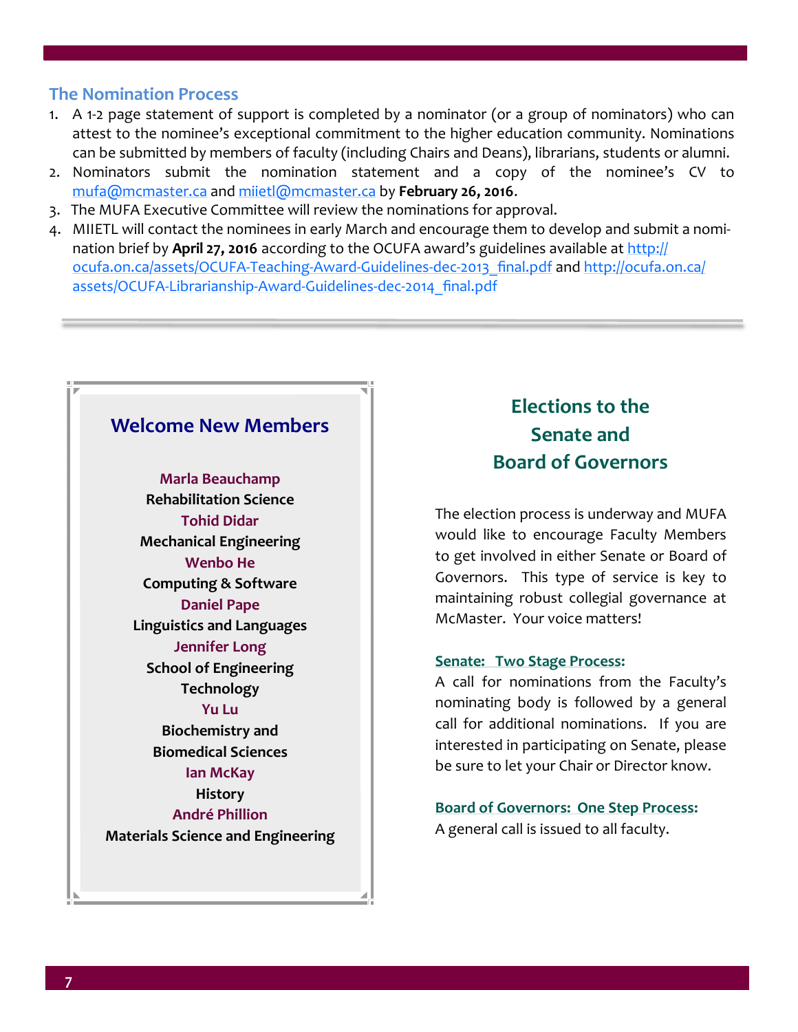## The Nomination Process

1. A 1-2 page statement of support is completed by a nominator (or a group of nominators) who can attest to the nominee's exceptional commitment to the higher education community. Nominations can be submitted by members of faculty (including Chairs and Deans), librarians, students or alumni.
2. Nominators submit the nomination statement and a copy of the nominee's CV to mufa@mcmaster.ca and miietl@mcmaster.ca by **February 26, 2016**.
3. The MUFA Executive Committee will review the nominations for approval.
4. MIIETL will contact the nominees in early March and encourage them to develop and submit a nomination brief by **April 27, 2016** according to the OCUFA award's guidelines available at http://ocufa.on.ca/assets/OCUFA-Teaching-Award-Guidelines-dec-2013_final.pdf and http://ocufa.on.ca/assets/OCUFA-Librarianship-Award-Guidelines-dec-2014_final.pdf

## Welcome New Members

**Marla Beauchamp**
**Rehabilitation Science**

**Tohid Didar**
**Mechanical Engineering**

**Wenbo He**
**Computing & Software**

**Daniel Pape**
**Linguistics and Languages**

**Jennifer Long**
**School of Engineering Technology**

**Yu Lu**
**Biochemistry and Biomedical Sciences**

**Ian McKay**
**History**

**André Phillion**
**Materials Science and Engineering**

## Elections to the Senate and Board of Governors

The election process is underway and MUFA would like to encourage Faculty Members to get involved in either Senate or Board of Governors. This type of service is key to maintaining robust collegial governance at McMaster. Your voice matters!

**Senate: Two Stage Process:**
A call for nominations from the Faculty's nominating body is followed by a general call for additional nominations. If you are interested in participating on Senate, please be sure to let your Chair or Director know.

**Board of Governors: One Step Process:**
A general call is issued to all faculty.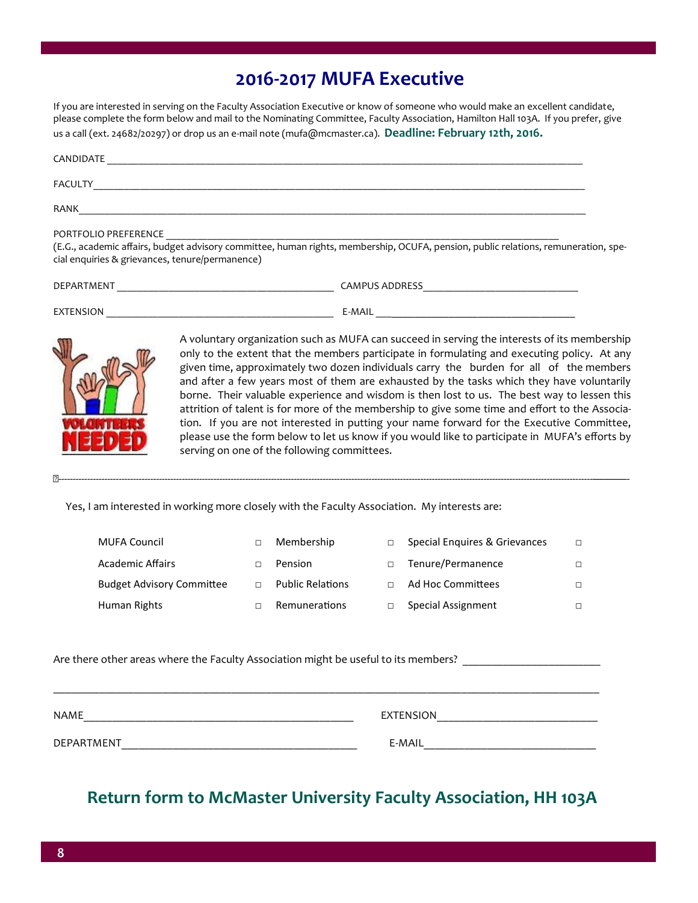# 2016-2017 MUFA Executive

If you are interested in serving on the Faculty Association Executive or know of someone who would make an excellent candidate, please complete the form below and mail to the Nominating Committee, Faculty Association, Hamilton Hall 103A. If you prefer, give us a call (ext. 24682/20297) or drop us an e-mail note (mufa@mcmaster.ca). **Deadline: February 12th, 2016.**

CANDIDATE ___________________________________________________________________________________________

FACULTY_____________________________________________________________________________________________

RANK_______________________________________________________________________________________________

PORTFOLIO PREFERENCE __________________________________________________________________________
(E.G., academic affairs, budget advisory committee, human rights, membership, OCUFA, pension, public relations, remuneration, special enquiries & grievances, tenure/permanence)

DEPARTMENT __________________________________________ CAMPUS ADDRESS_____________________________

EXTENSION ___________________________________________ E-MAIL _______________________________________

A voluntary organization such as MUFA can succeed in serving the interests of its membership only to the extent that the members participate in formulating and executing policy. At any given time, approximately two dozen individuals carry the burden for all of the members and after a few years most of them are exhausted by the tasks which they have voluntarily borne. Their valuable experience and wisdom is then lost to us. The best way to lessen this attrition of talent is for more of the membership to give some time and effort to the Association. If you are not interested in putting your name forward for the Executive Committee, please use the form below to let us know if you would like to participate in MUFA's efforts by serving on one of the following committees.

---

Yes, I am interested in working more closely with the Faculty Association. My interests are:

| | | | | | |
|---|---|---|---|---|---|
| MUFA Council | □ | Membership | □ | Special Enquires & Grievances | □ |
| Academic Affairs | □ | Pension | □ | Tenure/Permanence | □ |
| Budget Advisory Committee | □ | Public Relations | □ | Ad Hoc Committees | □ |
| Human Rights | □ | Remunerations | □ | Special Assignment | □ |

Are there other areas where the Faculty Association might be useful to its members? ________________________

____________________________________________________________________________________________

NAME_________________________________________________ EXTENSION_____________________________

DEPARTMENT___________________________________________ E-MAIL_______________________________

## Return form to McMaster University Faculty Association, HH 103A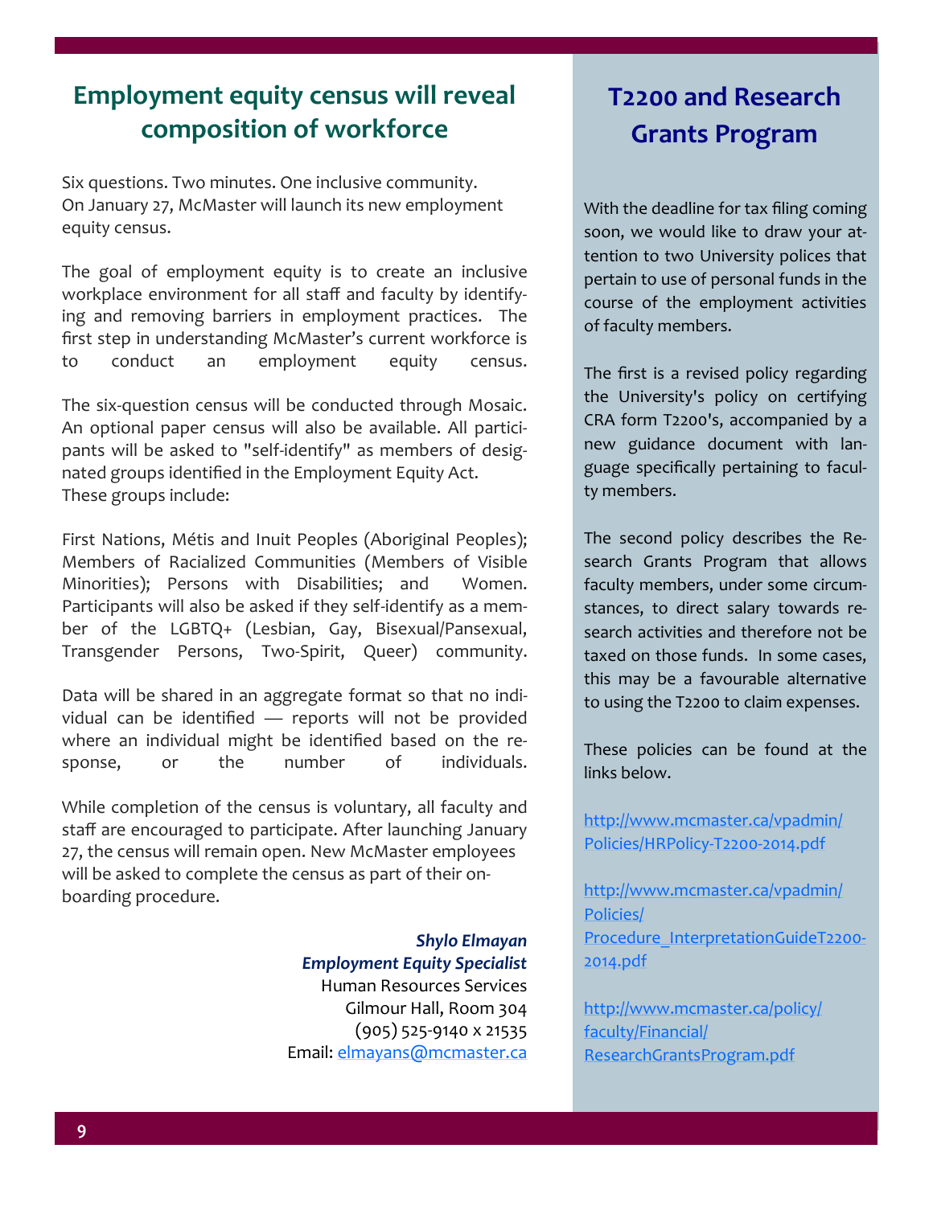## Employment equity census will reveal composition of workforce

Six questions. Two minutes. One inclusive community. On January 27, McMaster will launch its new employment equity census.

The goal of employment equity is to create an inclusive workplace environment for all staff and faculty by identifying and removing barriers in employment practices. The first step in understanding McMaster's current workforce is to conduct an employment equity census.

The six-question census will be conducted through Mosaic. An optional paper census will also be available. All participants will be asked to "self-identify" as members of designated groups identified in the Employment Equity Act. These groups include:

First Nations, Métis and Inuit Peoples (Aboriginal Peoples); Members of Racialized Communities (Members of Visible Minorities); Persons with Disabilities; and Women. Participants will also be asked if they self-identify as a member of the LGBTQ+ (Lesbian, Gay, Bisexual/Pansexual, Transgender Persons, Two-Spirit, Queer) community.

Data will be shared in an aggregate format so that no individual can be identified — reports will not be provided where an individual might be identified based on the response, or the number of individuals.

While completion of the census is voluntary, all faculty and staff are encouraged to participate. After launching January 27, the census will remain open. New McMaster employees will be asked to complete the census as part of their onboarding procedure.

***Shylo Elmayan***
***Employment Equity Specialist***
Human Resources Services
Gilmour Hall, Room 304
(905) 525-9140 x 21535
Email: elmayans@mcmaster.ca

## T2200 and Research Grants Program

With the deadline for tax filing coming soon, we would like to draw your attention to two University polices that pertain to use of personal funds in the course of the employment activities of faculty members.

The first is a revised policy regarding the University's policy on certifying CRA form T2200's, accompanied by a new guidance document with language specifically pertaining to faculty members.

The second policy describes the Research Grants Program that allows faculty members, under some circumstances, to direct salary towards research activities and therefore not be taxed on those funds. In some cases, this may be a favourable alternative to using the T2200 to claim expenses.

These policies can be found at the links below.

http://www.mcmaster.ca/vpadmin/Policies/HRPolicy-T2200-2014.pdf

http://www.mcmaster.ca/vpadmin/Policies/Procedure_InterpretationGuideT2200-2014.pdf

http://www.mcmaster.ca/policy/faculty/Financial/ResearchGrantsProgram.pdf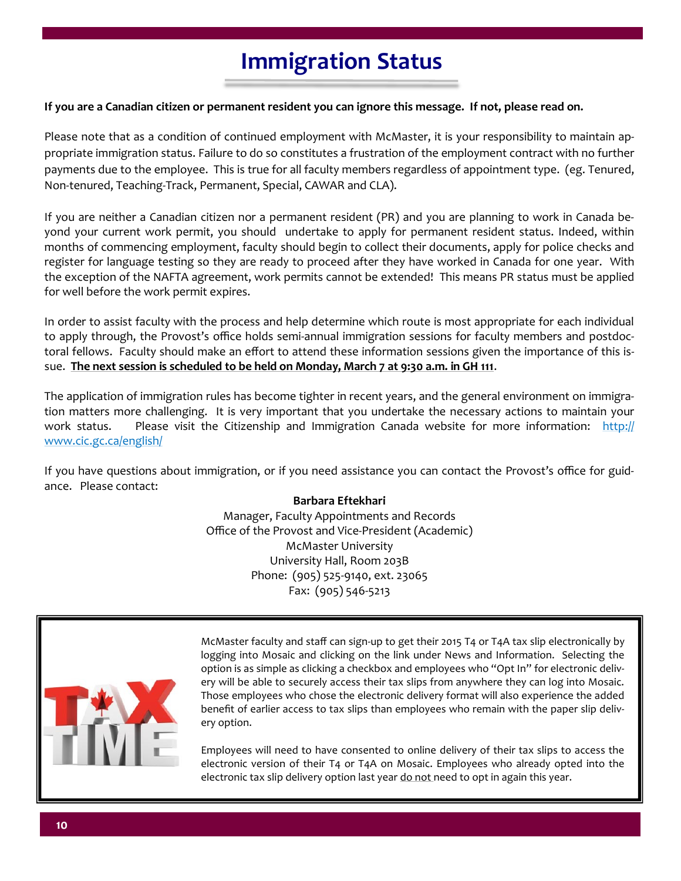# Immigration Status

**If you are a Canadian citizen or permanent resident you can ignore this message. If not, please read on.**

Please note that as a condition of continued employment with McMaster, it is your responsibility to maintain appropriate immigration status. Failure to do so constitutes a frustration of the employment contract with no further payments due to the employee. This is true for all faculty members regardless of appointment type. (eg. Tenured, Non-tenured, Teaching-Track, Permanent, Special, CAWAR and CLA).

If you are neither a Canadian citizen nor a permanent resident (PR) and you are planning to work in Canada beyond your current work permit, you should undertake to apply for permanent resident status. Indeed, within months of commencing employment, faculty should begin to collect their documents, apply for police checks and register for language testing so they are ready to proceed after they have worked in Canada for one year. With the exception of the NAFTA agreement, work permits cannot be extended! This means PR status must be applied for well before the work permit expires.

In order to assist faculty with the process and help determine which route is most appropriate for each individual to apply through, the Provost's office holds semi-annual immigration sessions for faculty members and postdoctoral fellows. Faculty should make an effort to attend these information sessions given the importance of this issue. **The next session is scheduled to be held on Monday, March 7 at 9:30 a.m. in GH 111**.

The application of immigration rules has become tighter in recent years, and the general environment on immigration matters more challenging. It is very important that you undertake the necessary actions to maintain your work status. Please visit the Citizenship and Immigration Canada website for more information: http://www.cic.gc.ca/english/

If you have questions about immigration, or if you need assistance you can contact the Provost's office for guidance. Please contact:

**Barbara Eftekhari**
Manager, Faculty Appointments and Records
Office of the Provost and Vice-President (Academic)
McMaster University
University Hall, Room 203B
Phone: (905) 525-9140, ext. 23065
Fax: (905) 546-5213

McMaster faculty and staff can sign-up to get their 2015 T4 or T4A tax slip electronically by logging into Mosaic and clicking on the link under News and Information. Selecting the option is as simple as clicking a checkbox and employees who "Opt In" for electronic delivery will be able to securely access their tax slips from anywhere they can log into Mosaic. Those employees who chose the electronic delivery format will also experience the added benefit of earlier access to tax slips than employees who remain with the paper slip delivery option.

Employees will need to have consented to online delivery of their tax slips to access the electronic version of their T4 or T4A on Mosaic. Employees who already opted into the electronic tax slip delivery option last year do not need to opt in again this year.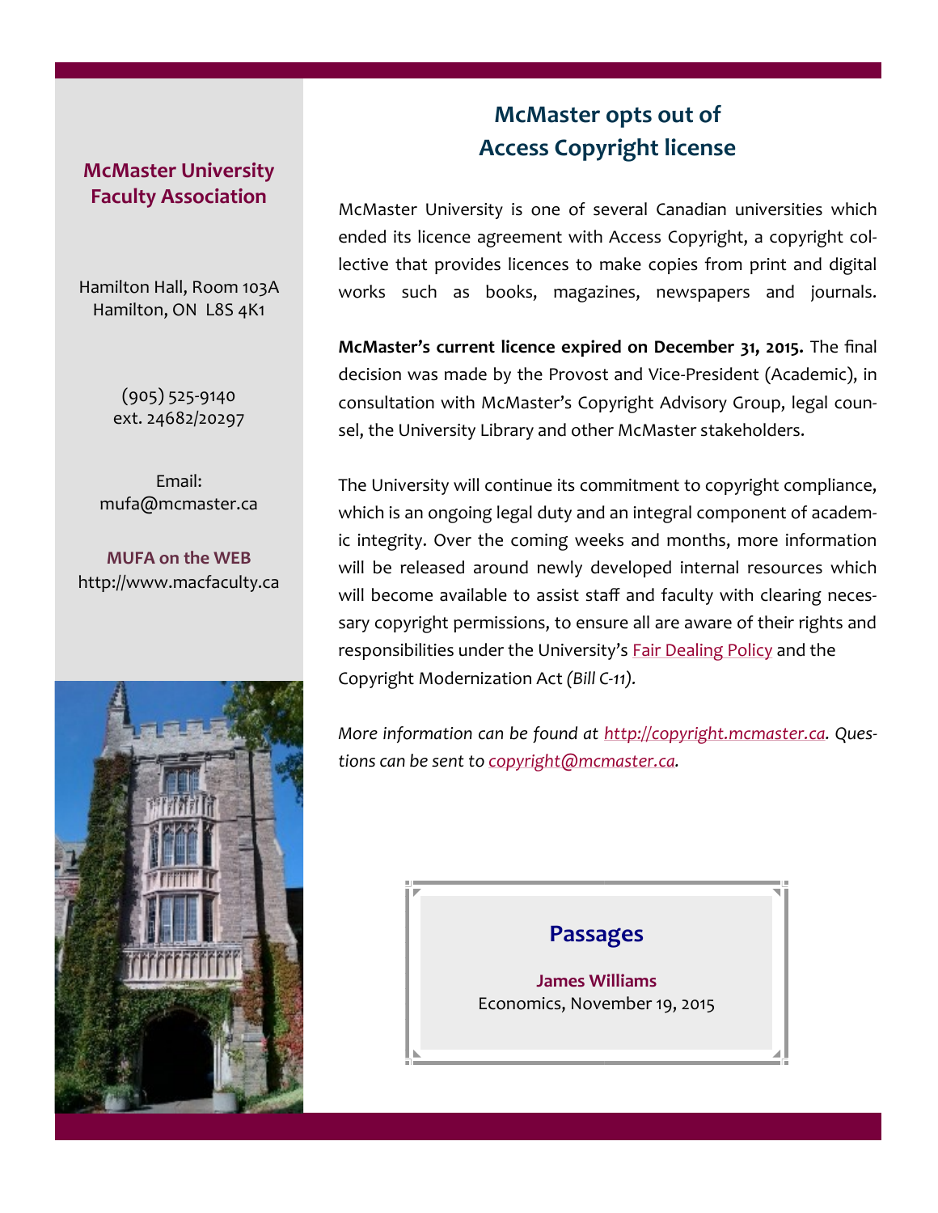**McMaster University Faculty Association**

Hamilton Hall, Room 103A
Hamilton, ON L8S 4K1

(905) 525-9140
ext. 24682/20297

Email:
mufa@mcmaster.ca

**MUFA on the WEB**
http://www.macfaculty.ca

## McMaster opts out of Access Copyright license

McMaster University is one of several Canadian universities which ended its licence agreement with Access Copyright, a copyright collective that provides licences to make copies from print and digital works such as books, magazines, newspapers and journals.

**McMaster's current licence expired on December 31, 2015.** The final decision was made by the Provost and Vice-President (Academic), in consultation with McMaster's Copyright Advisory Group, legal counsel, the University Library and other McMaster stakeholders.

The University will continue its commitment to copyright compliance, which is an ongoing legal duty and an integral component of academic integrity. Over the coming weeks and months, more information will be released around newly developed internal resources which will become available to assist staff and faculty with clearing necessary copyright permissions, to ensure all are aware of their rights and responsibilities under the University's Fair Dealing Policy and the Copyright Modernization Act *(Bill C-11).*

*More information can be found at http://copyright.mcmaster.ca. Questions can be sent to copyright@mcmaster.ca.*

### Passages

**James Williams**
Economics, November 19, 2015